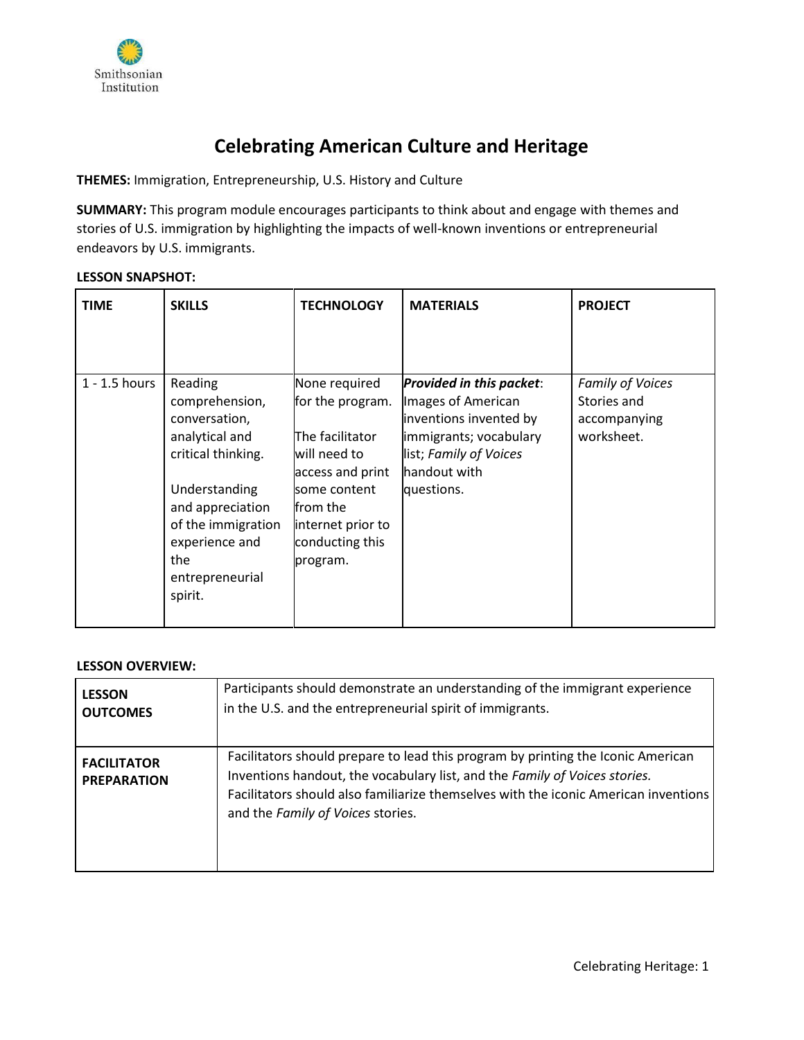Smithsonian Institution

# Celebrating American Culture and Heritage

**THEMES:** Immigration, Entrepreneurship, U.S. History and Culture

**SUMMARY:** This program module encourages participants to think about and engage with themes and stories of U.S. immigration by highlighting the impacts of well-known inventions or entrepreneurial endeavors by U.S. immigrants.

**LESSON SNAPSHOT:**

| TIME | SKILLS | TECHNOLOGY | MATERIALS | PROJECT |
|---|---|---|---|---|
| 1 - 1.5 hours | Reading comprehension, conversation, analytical and critical thinking.<br><br>Understanding and appreciation of the immigration experience and the entrepreneurial spirit. | None required for the program.<br><br>The facilitator will need to access and print some content from the internet prior to conducting this program. | ***Provided in this packet***: Images of American inventions invented by immigrants; vocabulary list; *Family of Voices* handout with questions. | *Family of Voices* Stories and accompanying worksheet. |

**LESSON OVERVIEW:**

| | |
|---|---|
| **LESSON OUTCOMES** | Participants should demonstrate an understanding of the immigrant experience in the U.S. and the entrepreneurial spirit of immigrants. |
| **FACILITATOR PREPARATION** | Facilitators should prepare to lead this program by printing the Iconic American Inventions handout, the vocabulary list, and the *Family of Voices stories.* Facilitators should also familiarize themselves with the iconic American inventions and the *Family of Voices* stories. |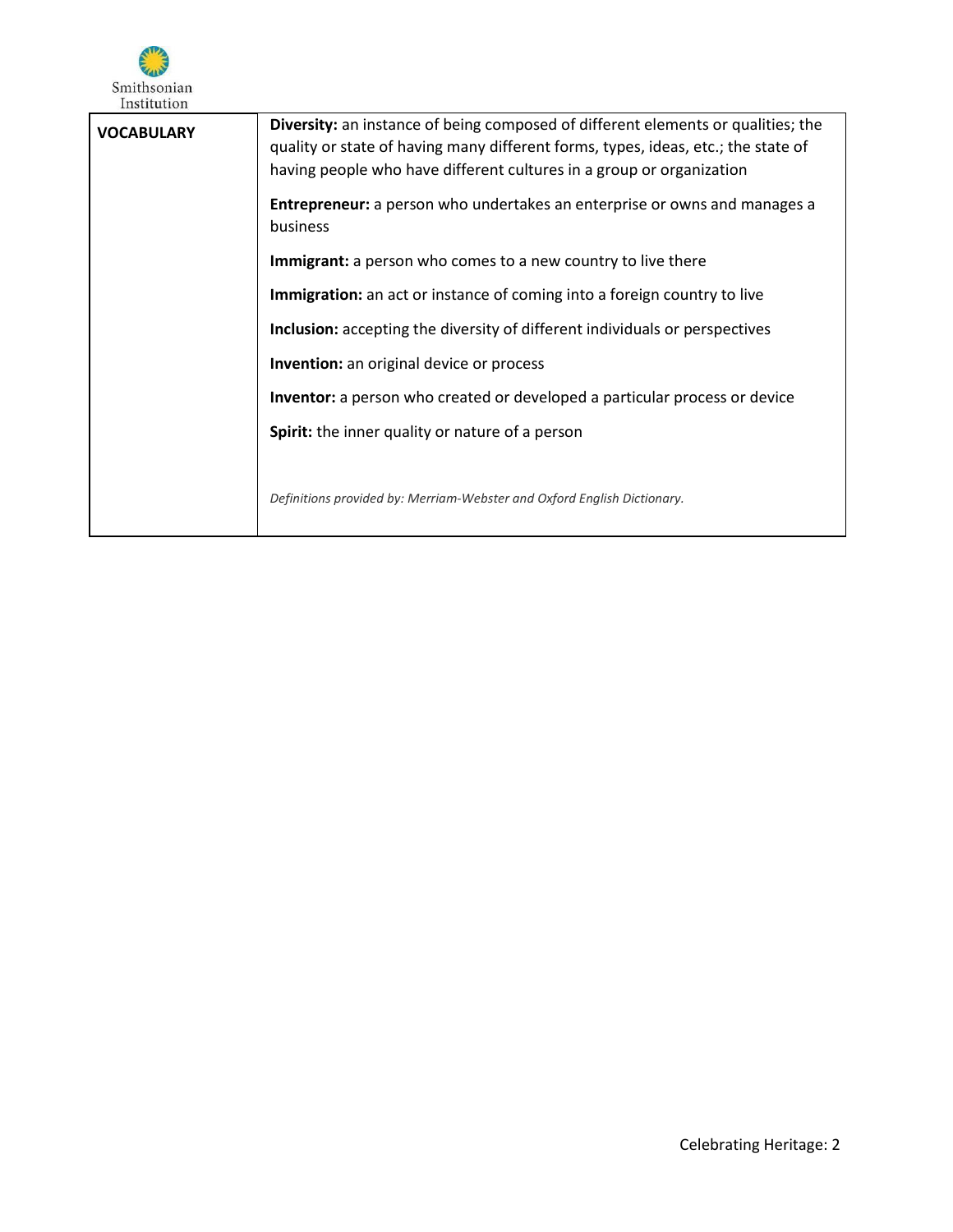| VOCABULARY | **Diversity:** an instance of being composed of different elements or qualities; the quality or state of having many different forms, types, ideas, etc.; the state of having people who have different cultures in a group or organization<br><br>**Entrepreneur:** a person who undertakes an enterprise or owns and manages a business<br><br>**Immigrant:** a person who comes to a new country to live there<br><br>**Immigration:** an act or instance of coming into a foreign country to live<br><br>**Inclusion:** accepting the diversity of different individuals or perspectives<br><br>**Invention:** an original device or process<br><br>**Inventor:** a person who created or developed a particular process or device<br><br>**Spirit:** the inner quality or nature of a person<br><br>*Definitions provided by: Merriam-Webster and Oxford English Dictionary.* |
| --- | --- |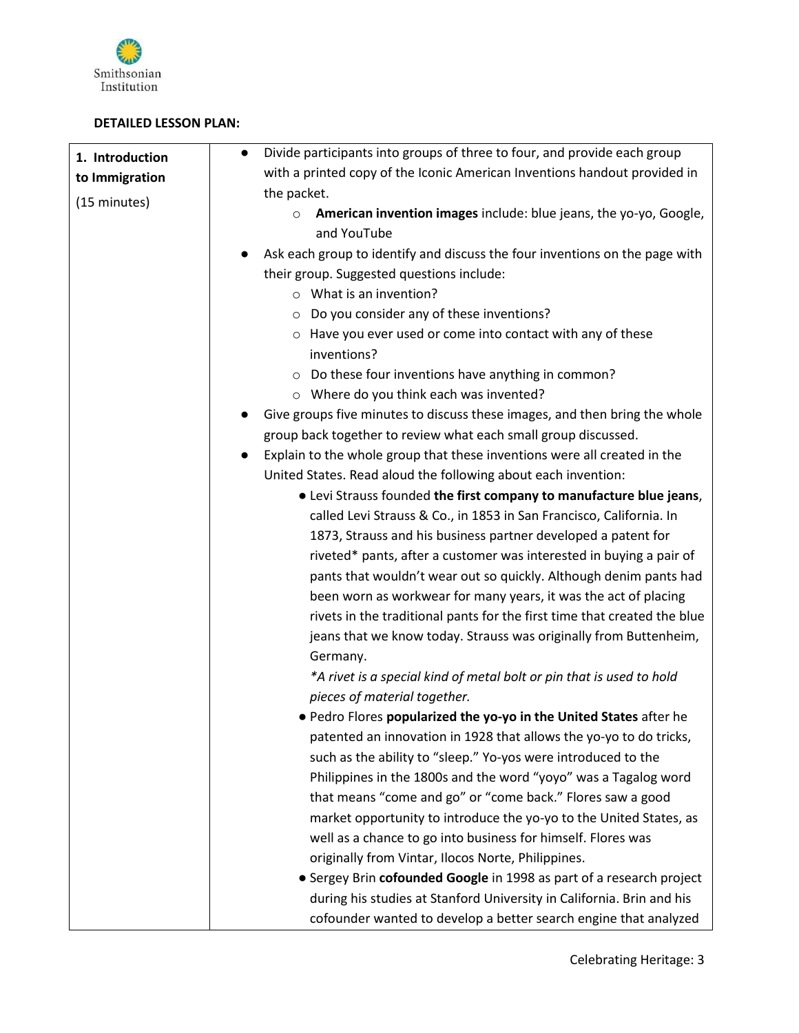**DETAILED LESSON PLAN:**

| | |
|---|---|
| **1. Introduction to Immigration**<br>(15 minutes) | ● Divide participants into groups of three to four, and provide each group with a printed copy of the Iconic American Inventions handout provided in the packet.<br>&nbsp;&nbsp;&nbsp;&nbsp;○ **American invention images** include: blue jeans, the yo-yo, Google, and YouTube<br>● Ask each group to identify and discuss the four inventions on the page with their group. Suggested questions include:<br>&nbsp;&nbsp;&nbsp;&nbsp;○ What is an invention?<br>&nbsp;&nbsp;&nbsp;&nbsp;○ Do you consider any of these inventions?<br>&nbsp;&nbsp;&nbsp;&nbsp;○ Have you ever used or come into contact with any of these inventions?<br>&nbsp;&nbsp;&nbsp;&nbsp;○ Do these four inventions have anything in common?<br>&nbsp;&nbsp;&nbsp;&nbsp;○ Where do you think each was invented?<br>● Give groups five minutes to discuss these images, and then bring the whole group back together to review what each small group discussed.<br>● Explain to the whole group that these inventions were all created in the United States. Read aloud the following about each invention:<br>&nbsp;&nbsp;&nbsp;&nbsp;● Levi Strauss founded **the first company to manufacture blue jeans**, called Levi Strauss & Co., in 1853 in San Francisco, California. In 1873, Strauss and his business partner developed a patent for riveted* pants, after a customer was interested in buying a pair of pants that wouldn't wear out so quickly. Although denim pants had been worn as workwear for many years, it was the act of placing rivets in the traditional pants for the first time that created the blue jeans that we know today. Strauss was originally from Buttenheim, Germany.<br>&nbsp;&nbsp;&nbsp;&nbsp;*\*A rivet is a special kind of metal bolt or pin that is used to hold pieces of material together.*<br>&nbsp;&nbsp;&nbsp;&nbsp;● Pedro Flores **popularized the yo-yo in the United States** after he patented an innovation in 1928 that allows the yo-yo to do tricks, such as the ability to "sleep." Yo-yos were introduced to the Philippines in the 1800s and the word "yoyo" was a Tagalog word that means "come and go" or "come back." Flores saw a good market opportunity to introduce the yo-yo to the United States, as well as a chance to go into business for himself. Flores was originally from Vintar, Ilocos Norte, Philippines.<br>&nbsp;&nbsp;&nbsp;&nbsp;● Sergey Brin **cofounded Google** in 1998 as part of a research project during his studies at Stanford University in California. Brin and his cofounder wanted to develop a better search engine that analyzed |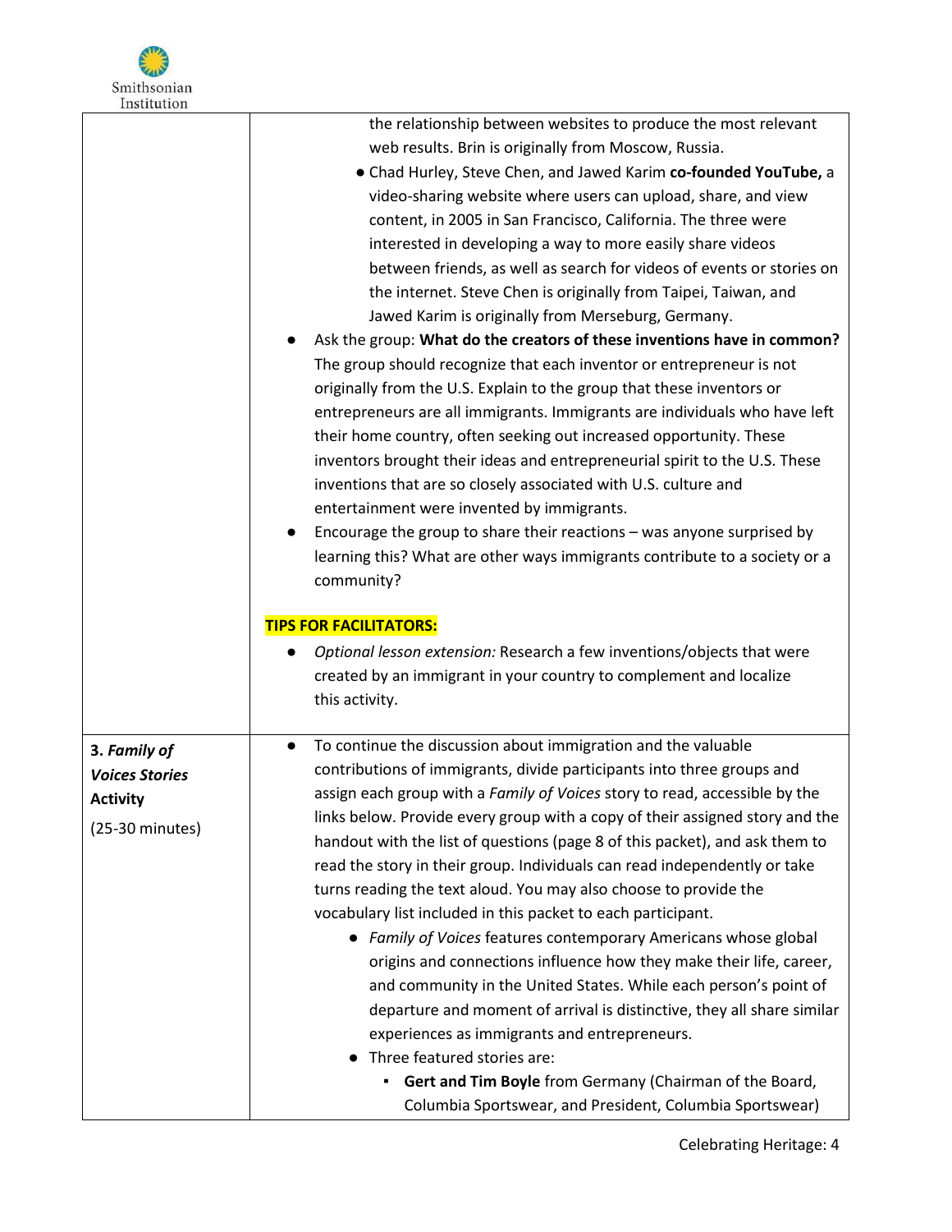| | |
|---|---|
| | the relationship between websites to produce the most relevant web results. Brin is originally from Moscow, Russia.<br>● Chad Hurley, Steve Chen, and Jawed Karim **co-founded YouTube,** a video-sharing website where users can upload, share, and view content, in 2005 in San Francisco, California. The three were interested in developing a way to more easily share videos between friends, as well as search for videos of events or stories on the internet. Steve Chen is originally from Taipei, Taiwan, and Jawed Karim is originally from Merseburg, Germany.<br>● Ask the group: **What do the creators of these inventions have in common?** The group should recognize that each inventor or entrepreneur is not originally from the U.S. Explain to the group that these inventors or entrepreneurs are all immigrants. Immigrants are individuals who have left their home country, often seeking out increased opportunity. These inventors brought their ideas and entrepreneurial spirit to the U.S. These inventions that are so closely associated with U.S. culture and entertainment were invented by immigrants.<br>● Encourage the group to share their reactions – was anyone surprised by learning this? What are other ways immigrants contribute to a society or a community?<br><br>**TIPS FOR FACILITATORS:**<br>● *Optional lesson extension:* Research a few inventions/objects that were created by an immigrant in your country to complement and localize this activity. |
| **3. *Family of Voices Stories* Activity**<br>(25-30 minutes) | ● To continue the discussion about immigration and the valuable contributions of immigrants, divide participants into three groups and assign each group with a *Family of Voices* story to read, accessible by the links below. Provide every group with a copy of their assigned story and the handout with the list of questions (page 8 of this packet), and ask them to read the story in their group. Individuals can read independently or take turns reading the text aloud. You may also choose to provide the vocabulary list included in this packet to each participant.<br>● *Family of Voices* features contemporary Americans whose global origins and connections influence how they make their life, career, and community in the United States. While each person's point of departure and moment of arrival is distinctive, they all share similar experiences as immigrants and entrepreneurs.<br>● Three featured stories are:<br>▪ **Gert and Tim Boyle** from Germany (Chairman of the Board, Columbia Sportswear, and President, Columbia Sportswear) |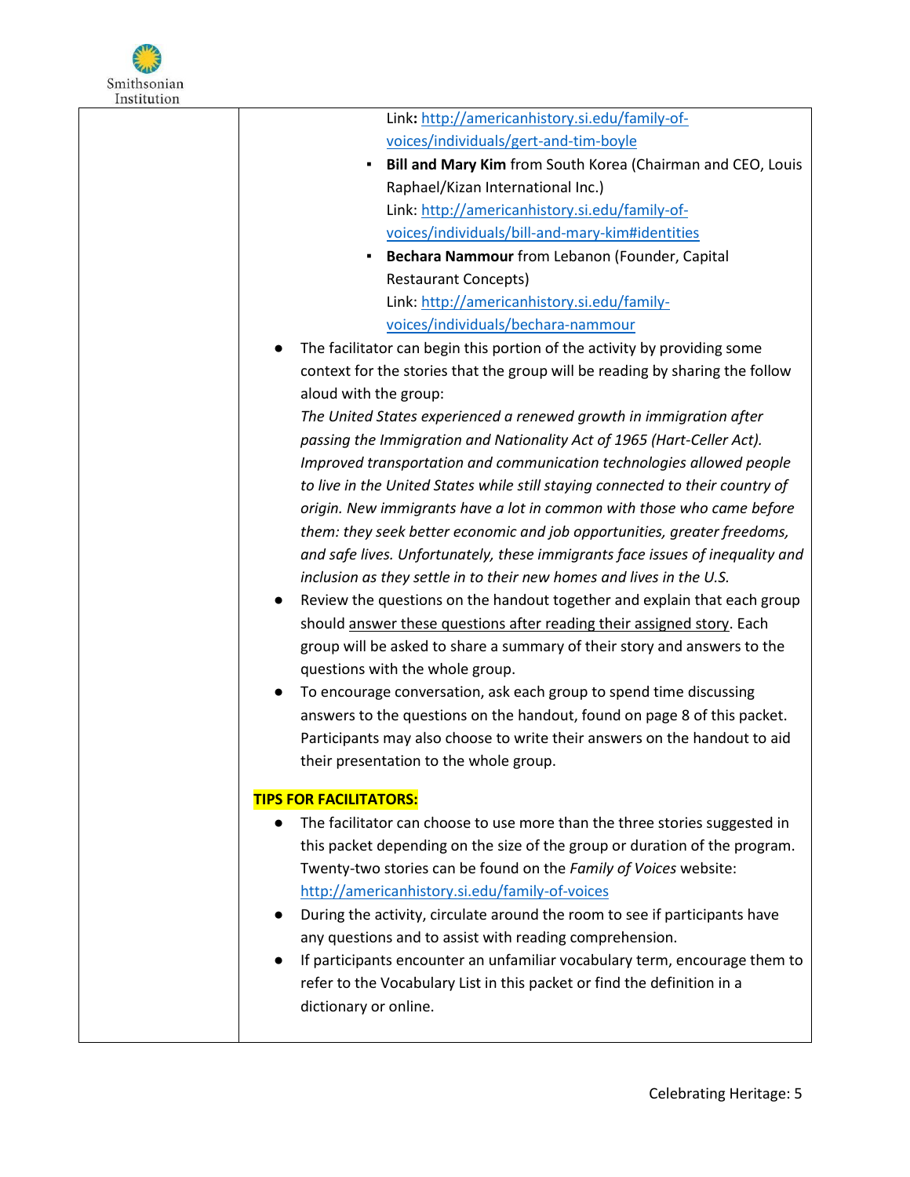Link: http://americanhistory.si.edu/family-of-voices/individuals/gert-and-tim-boyle

- **Bill and Mary Kim** from South Korea (Chairman and CEO, Louis Raphael/Kizan International Inc.)
  Link: http://americanhistory.si.edu/family-of-voices/individuals/bill-and-mary-kim#identities
- **Bechara Nammour** from Lebanon (Founder, Capital Restaurant Concepts)
  Link: http://americanhistory.si.edu/family-voices/individuals/bechara-nammour

- The facilitator can begin this portion of the activity by providing some context for the stories that the group will be reading by sharing the follow aloud with the group:
  *The United States experienced a renewed growth in immigration after passing the Immigration and Nationality Act of 1965 (Hart-Celler Act). Improved transportation and communication technologies allowed people to live in the United States while still staying connected to their country of origin. New immigrants have a lot in common with those who came before them: they seek better economic and job opportunities, greater freedoms, and safe lives. Unfortunately, these immigrants face issues of inequality and inclusion as they settle in to their new homes and lives in the U.S.*
- Review the questions on the handout together and explain that each group should answer these questions after reading their assigned story. Each group will be asked to share a summary of their story and answers to the questions with the whole group.
- To encourage conversation, ask each group to spend time discussing answers to the questions on the handout, found on page 8 of this packet. Participants may also choose to write their answers on the handout to aid their presentation to the whole group.

**TIPS FOR FACILITATORS:**

- The facilitator can choose to use more than the three stories suggested in this packet depending on the size of the group or duration of the program. Twenty-two stories can be found on the *Family of Voices* website: http://americanhistory.si.edu/family-of-voices
- During the activity, circulate around the room to see if participants have any questions and to assist with reading comprehension.
- If participants encounter an unfamiliar vocabulary term, encourage them to refer to the Vocabulary List in this packet or find the definition in a dictionary or online.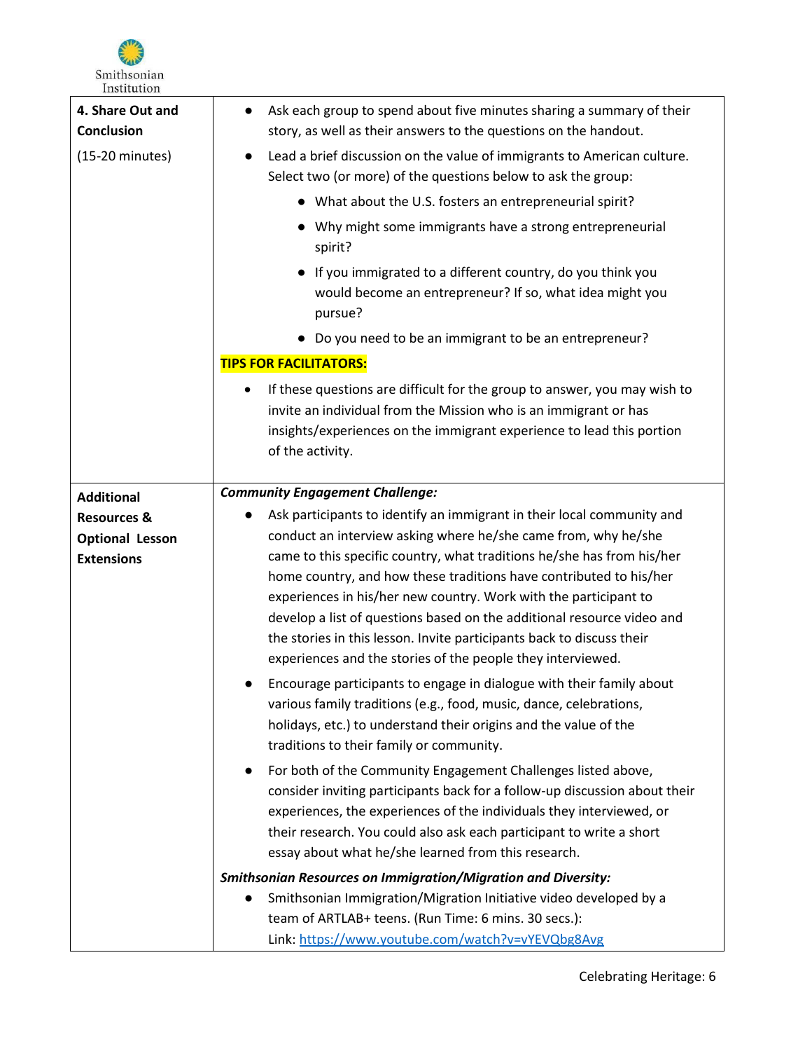| **4. Share Out and Conclusion** (15-20 minutes) | • Ask each group to spend about five minutes sharing a summary of their story, as well as their answers to the questions on the handout. • Lead a brief discussion on the value of immigrants to American culture. Select two (or more) of the questions below to ask the group: ◦ What about the U.S. fosters an entrepreneurial spirit? ◦ Why might some immigrants have a strong entrepreneurial spirit? ◦ If you immigrated to a different country, do you think you would become an entrepreneur? If so, what idea might you pursue? ◦ Do you need to be an immigrant to be an entrepreneur? **TIPS FOR FACILITATORS:** • If these questions are difficult for the group to answer, you may wish to invite an individual from the Mission who is an immigrant or has insights/experiences on the immigrant experience to lead this portion of the activity. |
|---|---|
| **Additional Resources & Optional Lesson Extensions** | ***Community Engagement Challenge:*** • Ask participants to identify an immigrant in their local community and conduct an interview asking where he/she came from, why he/she came to this specific country, what traditions he/she has from his/her home country, and how these traditions have contributed to his/her experiences in his/her new country. Work with the participant to develop a list of questions based on the additional resource video and the stories in this lesson. Invite participants back to discuss their experiences and the stories of the people they interviewed. • Encourage participants to engage in dialogue with their family about various family traditions (e.g., food, music, dance, celebrations, holidays, etc.) to understand their origins and the value of the traditions to their family or community. • For both of the Community Engagement Challenges listed above, consider inviting participants back for a follow-up discussion about their experiences, the experiences of the individuals they interviewed, or their research. You could also ask each participant to write a short essay about what he/she learned from this research. ***Smithsonian Resources on Immigration/Migration and Diversity:*** • Smithsonian Immigration/Migration Initiative video developed by a team of ARTLAB+ teens. (Run Time: 6 mins. 30 secs.): Link: https://www.youtube.com/watch?v=vYEVQbg8Avg |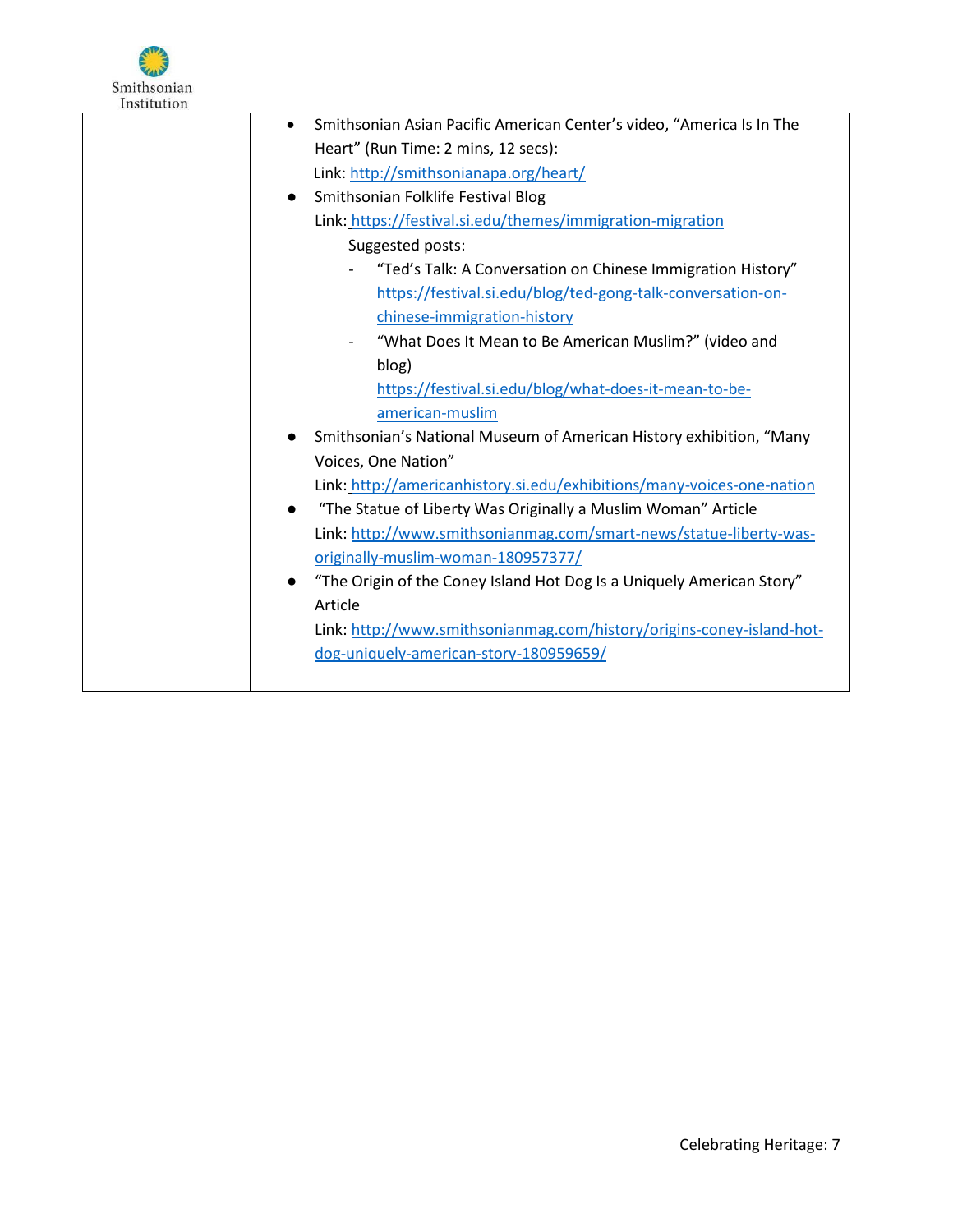| | |
|---|---|
| | - Smithsonian Asian Pacific American Center's video, "America Is In The Heart" (Run Time: 2 mins, 12 secs):<br>Link: http://smithsonianapa.org/heart/<br>- Smithsonian Folklife Festival Blog<br>Link: https://festival.si.edu/themes/immigration-migration<br>Suggested posts:<br>- "Ted's Talk: A Conversation on Chinese Immigration History" https://festival.si.edu/blog/ted-gong-talk-conversation-on-chinese-immigration-history<br>- "What Does It Mean to Be American Muslim?" (video and blog) https://festival.si.edu/blog/what-does-it-mean-to-be-american-muslim<br>- Smithsonian's National Museum of American History exhibition, "Many Voices, One Nation"<br>Link: http://americanhistory.si.edu/exhibitions/many-voices-one-nation<br>- "The Statue of Liberty Was Originally a Muslim Woman" Article<br>Link: http://www.smithsonianmag.com/smart-news/statue-liberty-was-originally-muslim-woman-180957377/<br>- "The Origin of the Coney Island Hot Dog Is a Uniquely American Story" Article<br>Link: http://www.smithsonianmag.com/history/origins-coney-island-hot-dog-uniquely-american-story-180959659/ |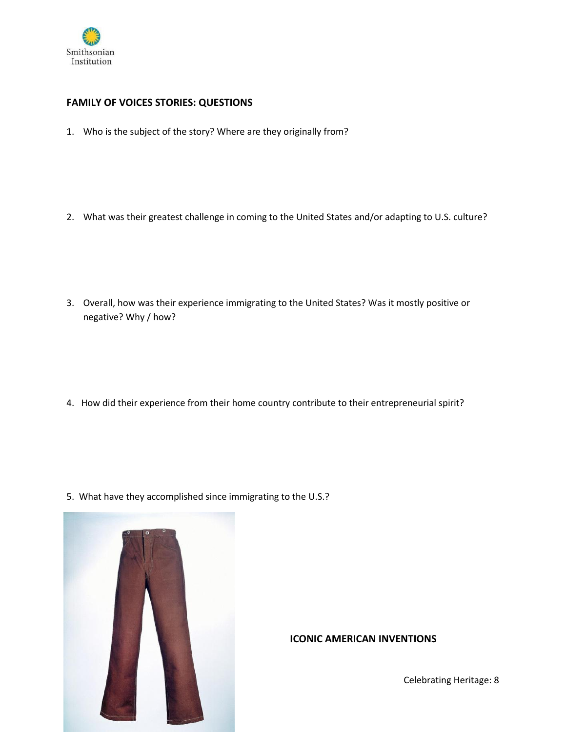## FAMILY OF VOICES STORIES: QUESTIONS

1. Who is the subject of the story? Where are they originally from?

2. What was their greatest challenge in coming to the United States and/or adapting to U.S. culture?

3. Overall, how was their experience immigrating to the United States? Was it mostly positive or negative? Why / how?

4. How did their experience from their home country contribute to their entrepreneurial spirit?

5. What have they accomplished since immigrating to the U.S.?

**ICONIC AMERICAN INVENTIONS**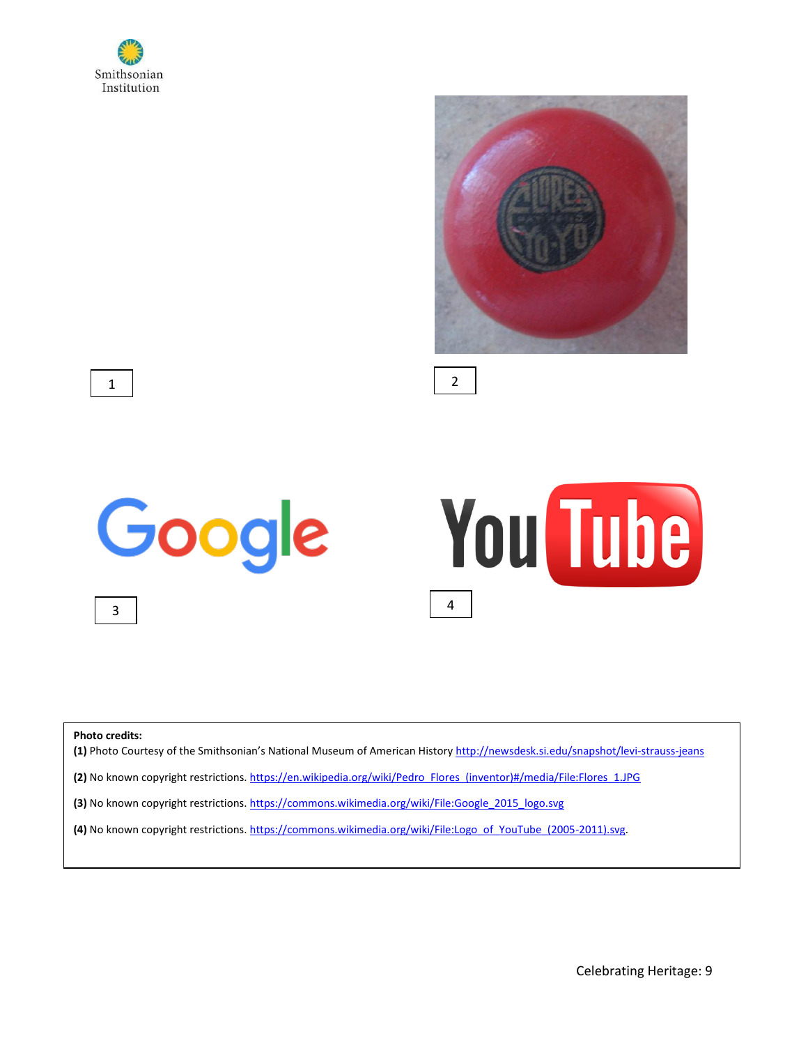1

2

3

4

**Photo credits:**

**(1)** Photo Courtesy of the Smithsonian's National Museum of American History http://newsdesk.si.edu/snapshot/levi-strauss-jeans

**(2)** No known copyright restrictions. https://en.wikipedia.org/wiki/Pedro_Flores_(inventor)#/media/File:Flores_1.JPG

**(3)** No known copyright restrictions. https://commons.wikimedia.org/wiki/File:Google_2015_logo.svg

**(4)** No known copyright restrictions. https://commons.wikimedia.org/wiki/File:Logo_of_YouTube_(2005-2011).svg.